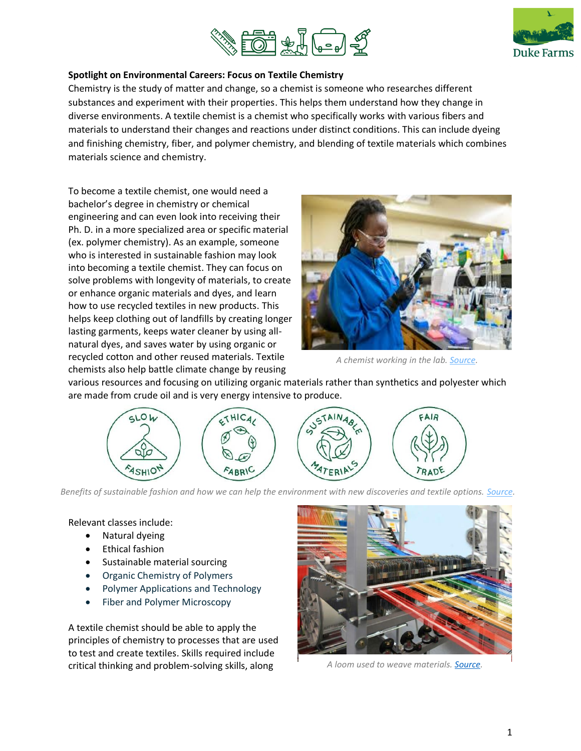**Spotlight on Environmental Careers: Focus on Textile Chemistry**

Chemistry is the study of matter and change, so a chemist is someone who researches different substances and experiment with their properties. This helps them understand how they change in diverse environments. A textile chemist is a chemist who specifically works with various fibers and materials to understand their changes and reactions under distinct conditions. This can include dyeing and finishing chemistry, fiber, and polymer chemistry, and blending of textile materials which combines materials science and chemistry.

To become a textile chemist, one would need a bachelor's degree in chemistry or chemical engineering and can even look into receiving their Ph. D. in a more specialized area or specific material (ex. polymer chemistry). As an example, someone who is interested in sustainable fashion may look into becoming a textile chemist. They can focus on solve problems with longevity of materials, to create or enhance organic materials and dyes, and learn how to use recycled textiles in new products. This helps keep clothing out of landfills by creating longer lasting garments, keeps water cleaner by using all-natural dyes, and saves water by using organic or recycled cotton and other reused materials. Textile chemists also help battle climate change by reusing various resources and focusing on utilizing organic materials rather than synthetics and polyester which are made from crude oil and is very energy intensive to produce.

*A chemist working in the lab. Source.*

*Benefits of sustainable fashion and how we can help the environment with new discoveries and textile options. Source.*

Relevant classes include:

- Natural dyeing
- Ethical fashion
- Sustainable material sourcing
- Organic Chemistry of Polymers
- Polymer Applications and Technology
- Fiber and Polymer Microscopy

A textile chemist should be able to apply the principles of chemistry to processes that are used to test and create textiles. Skills required include critical thinking and problem-solving skills, along

*A loom used to weave materials. Source.*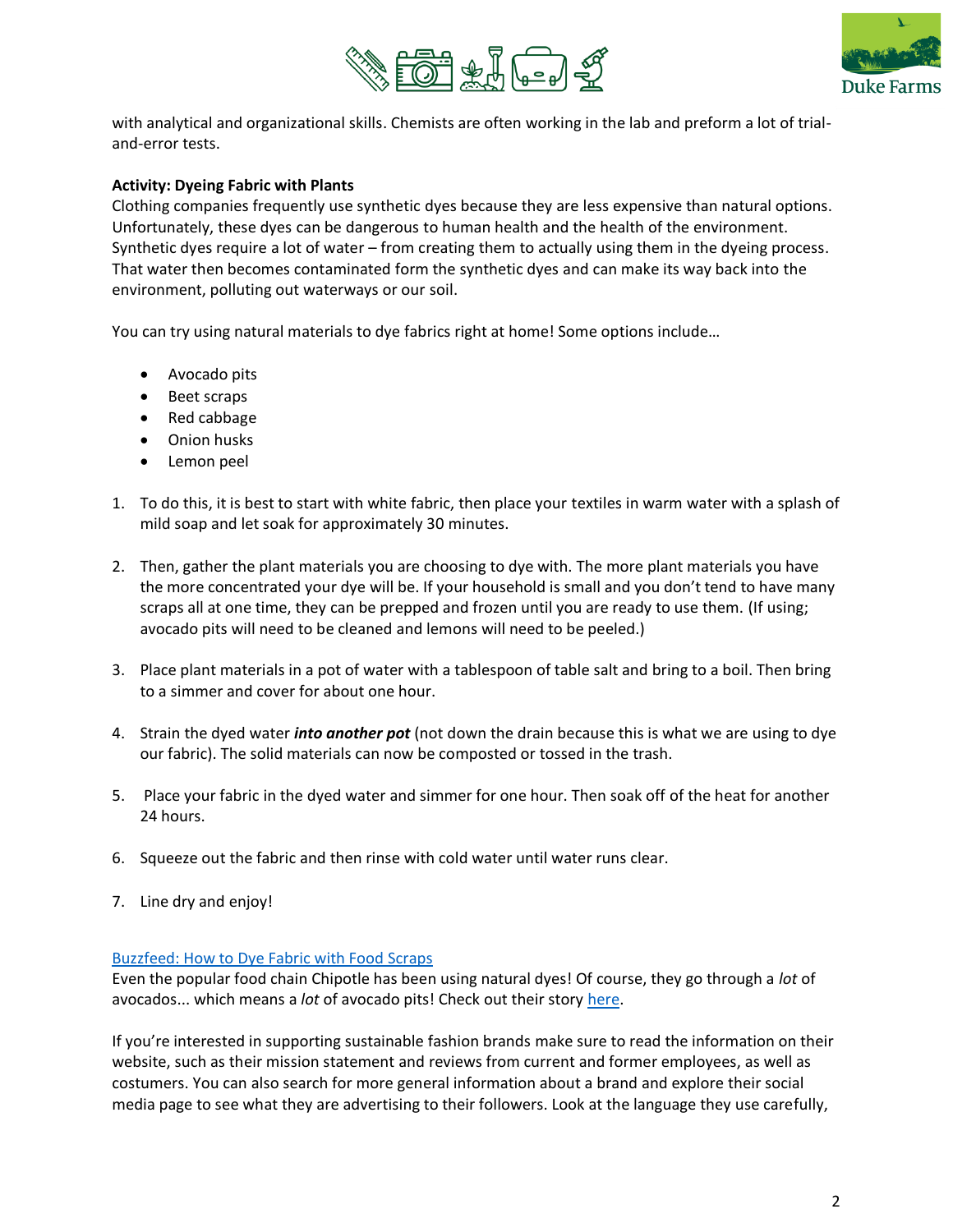with analytical and organizational skills. Chemists are often working in the lab and preform a lot of trial-and-error tests.

**Activity: Dyeing Fabric with Plants**

Clothing companies frequently use synthetic dyes because they are less expensive than natural options. Unfortunately, these dyes can be dangerous to human health and the health of the environment. Synthetic dyes require a lot of water – from creating them to actually using them in the dyeing process. That water then becomes contaminated form the synthetic dyes and can make its way back into the environment, polluting out waterways or our soil.

You can try using natural materials to dye fabrics right at home! Some options include…

- Avocado pits
- Beet scraps
- Red cabbage
- Onion husks
- Lemon peel

1. To do this, it is best to start with white fabric, then place your textiles in warm water with a splash of mild soap and let soak for approximately 30 minutes.

2. Then, gather the plant materials you are choosing to dye with. The more plant materials you have the more concentrated your dye will be. If your household is small and you don't tend to have many scraps all at one time, they can be prepped and frozen until you are ready to use them. (If using; avocado pits will need to be cleaned and lemons will need to be peeled.)

3. Place plant materials in a pot of water with a tablespoon of table salt and bring to a boil. Then bring to a simmer and cover for about one hour.

4. Strain the dyed water ***into another pot*** (not down the drain because this is what we are using to dye our fabric). The solid materials can now be composted or tossed in the trash.

5. Place your fabric in the dyed water and simmer for one hour. Then soak off of the heat for another 24 hours.

6. Squeeze out the fabric and then rinse with cold water until water runs clear.

7. Line dry and enjoy!

[Buzzfeed: How to Dye Fabric with Food Scraps]

Even the popular food chain Chipotle has been using natural dyes! Of course, they go through a *lot* of avocados... which means a *lot* of avocado pits! Check out their story [here].

If you're interested in supporting sustainable fashion brands make sure to read the information on their website, such as their mission statement and reviews from current and former employees, as well as costumers. You can also search for more general information about a brand and explore their social media page to see what they are advertising to their followers. Look at the language they use carefully,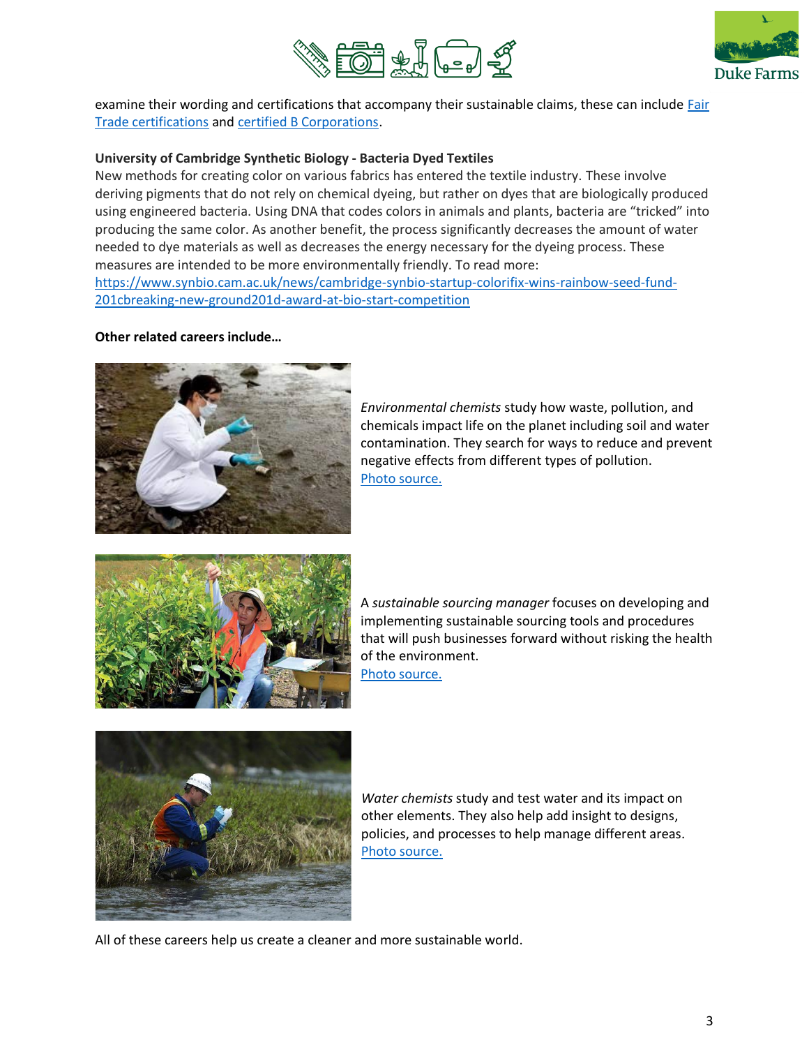examine their wording and certifications that accompany their sustainable claims, these can include [Fair Trade certifications]() and [certified B Corporations]().

**University of Cambridge Synthetic Biology - Bacteria Dyed Textiles**

New methods for creating color on various fabrics has entered the textile industry. These involve deriving pigments that do not rely on chemical dyeing, but rather on dyes that are biologically produced using engineered bacteria. Using DNA that codes colors in animals and plants, bacteria are "tricked" into producing the same color. As another benefit, the process significantly decreases the amount of water needed to dye materials as well as decreases the energy necessary for the dyeing process. These measures are intended to be more environmentally friendly. To read more: [https://www.synbio.cam.ac.uk/news/cambridge-synbio-startup-colorifix-wins-rainbow-seed-fund-201cbreaking-new-ground201d-award-at-bio-start-competition](https://www.synbio.cam.ac.uk/news/cambridge-synbio-startup-colorifix-wins-rainbow-seed-fund-201cbreaking-new-ground201d-award-at-bio-start-competition)

**Other related careers include…**

*Environmental chemists* study how waste, pollution, and chemicals impact life on the planet including soil and water contamination. They search for ways to reduce and prevent negative effects from different types of pollution. [Photo source.]()

A *sustainable sourcing manager* focuses on developing and implementing sustainable sourcing tools and procedures that will push businesses forward without risking the health of the environment. [Photo source.]()

*Water chemists* study and test water and its impact on other elements. They also help add insight to designs, policies, and processes to help manage different areas. [Photo source.]()

All of these careers help us create a cleaner and more sustainable world.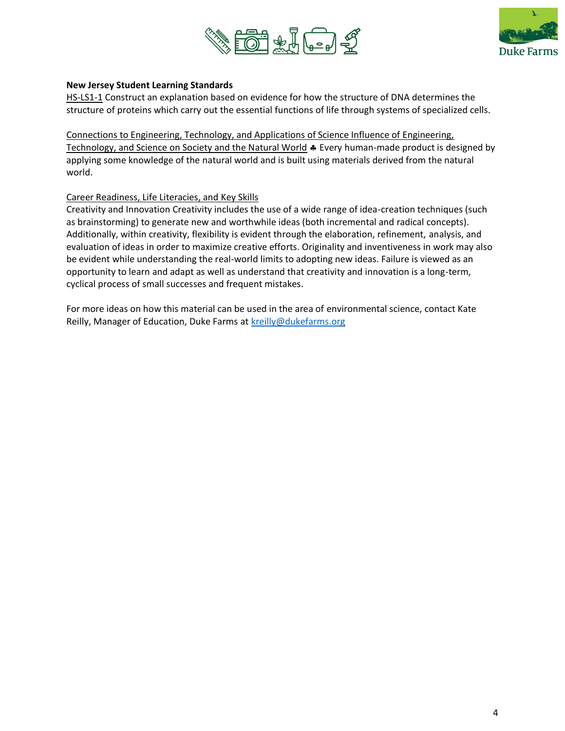**New Jersey Student Learning Standards**

HS-LS1-1 Construct an explanation based on evidence for how the structure of DNA determines the structure of proteins which carry out the essential functions of life through systems of specialized cells.

Connections to Engineering, Technology, and Applications of Science Influence of Engineering, Technology, and Science on Society and the Natural World ♣ Every human-made product is designed by applying some knowledge of the natural world and is built using materials derived from the natural world.

Career Readiness, Life Literacies, and Key Skills

Creativity and Innovation Creativity includes the use of a wide range of idea-creation techniques (such as brainstorming) to generate new and worthwhile ideas (both incremental and radical concepts). Additionally, within creativity, flexibility is evident through the elaboration, refinement, analysis, and evaluation of ideas in order to maximize creative efforts. Originality and inventiveness in work may also be evident while understanding the real-world limits to adopting new ideas. Failure is viewed as an opportunity to learn and adapt as well as understand that creativity and innovation is a long-term, cyclical process of small successes and frequent mistakes.

For more ideas on how this material can be used in the area of environmental science, contact Kate Reilly, Manager of Education, Duke Farms at kreilly@dukefarms.org